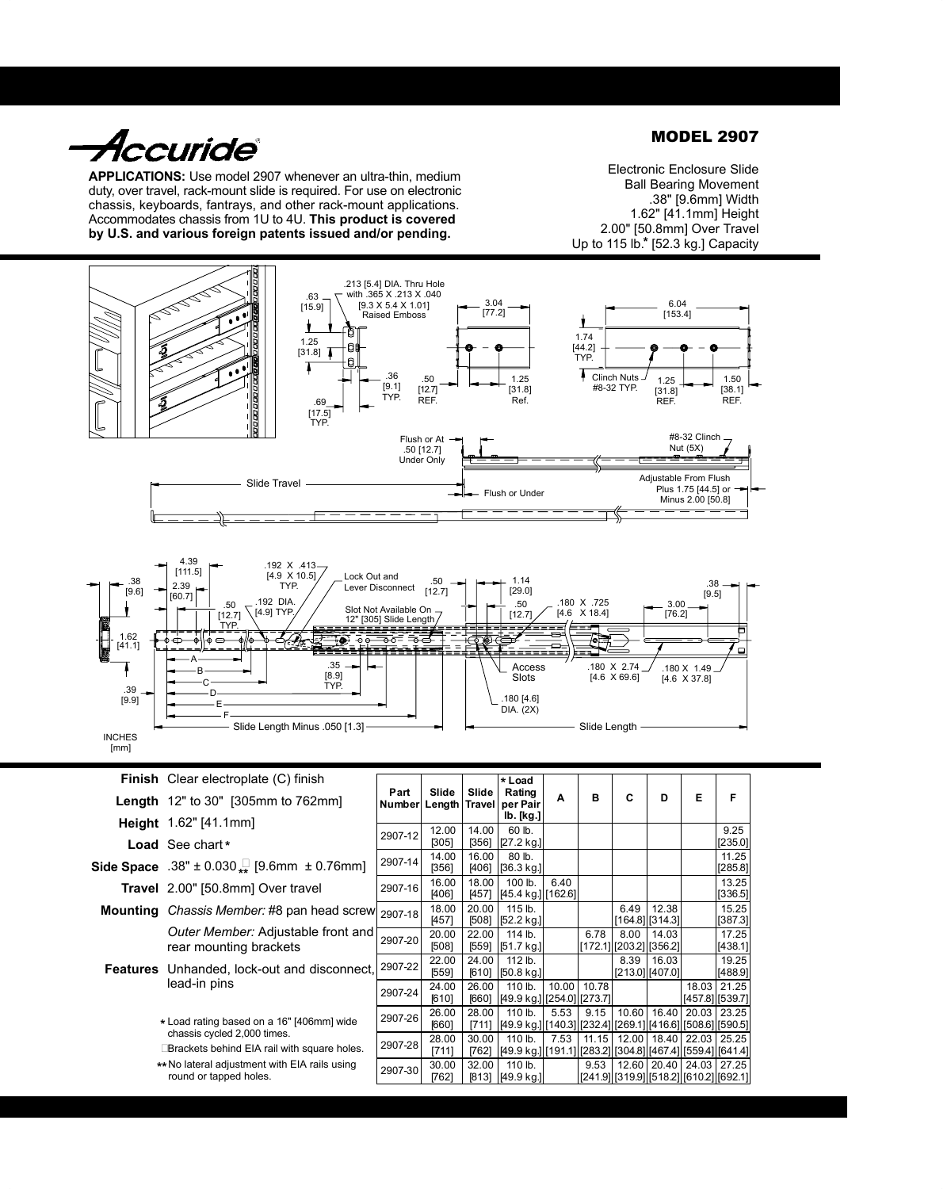# Accuride

## MODEL 2907

**APPLICATIONS:** Use model 2907 whenever an ultra-thin, medium duty, over travel, rack-mount slide is required. For use on electronic chassis, keyboards, fantrays, and other rack-mount applications. Accommodates chassis from 1U to 4U. **This product is covered by U.S. and various foreign patents issued and/or pending.**

Electronic Enclosure Slide
Ball Bearing Movement
.38" [9.6mm] Width
1.62" [41.1mm] Height
2.00" [50.8mm] Over Travel
Up to 115 lb.* [52.3 kg.] Capacity

INCHES
[mm]

**Finish** Clear electroplate (C) finish

**Length** 12" to 30" [305mm to 762mm]

**Height** 1.62" [41.1mm]

**Load** See chart *

**Side Space** .38" ± 0.030 †** [9.6mm ± 0.76mm]

**Travel** 2.00" [50.8mm] Over travel

**Mounting** *Chassis Member:* #8 pan head screw

*Outer Member:* Adjustable front and rear mounting brackets

**Features** Unhanded, lock-out and disconnect, lead-in pins

\* Load rating based on a 16" [406mm] wide chassis cycled 2,000 times.

† Brackets behind EIA rail with square holes.

** No lateral adjustment with EIA rails using round or tapped holes.

| Part Number | Slide Length | Slide Travel | * Load Rating per Pair lb. [kg.] | A | B | C | D | E | F |
|---|---|---|---|---|---|---|---|---|---|
| 2907-12 | 12.00 [305] | 14.00 [356] | 60 lb. [27.2 kg.] | | | | | | 9.25 [235.0] |
| 2907-14 | 14.00 [356] | 16.00 [406] | 80 lb. [36.3 kg.] | | | | | | 11.25 [285.8] |
| 2907-16 | 16.00 [406] | 18.00 [457] | 100 lb. [45.4 kg.] | 6.40 [162.6] | | | | | 13.25 [336.5] |
| 2907-18 | 18.00 [457] | 20.00 [508] | 115 lb. [52.2 kg.] | | | 6.49 [164.8] | 12.38 [314.3] | | 15.25 [387.3] |
| 2907-20 | 20.00 [508] | 22.00 [559] | 114 lb. [51.7 kg.] | | 6.78 [172.1] | 8.00 [203.2] | 14.03 [356.2] | | 17.25 [438.1] |
| 2907-22 | 22.00 [559] | 24.00 [610] | 112 lb. [50.8 kg.] | | | 8.39 [213.0] | 16.03 [407.0] | | 19.25 [488.9] |
| 2907-24 | 24.00 [610] | 26.00 [660] | 110 lb. [49.9 kg.] | 10.00 [254.0] | 10.78 [273.7] | | | 18.03 [457.8] | 21.25 [539.7] |
| 2907-26 | 26.00 [660] | 28.00 [711] | 110 lb. [49.9 kg.] | 5.53 [140.3] | 9.15 [232.4] | 10.60 [269.1] | 16.40 [416.6] | 20.03 [508.6] | 23.25 [590.5] |
| 2907-28 | 28.00 [711] | 30.00 [762] | 110 lb. [49.9 kg.] | 7.53 [191.1] | 11.15 [283.2] | 12.00 [304.8] | 18.40 [467.4] | 22.03 [559.4] | 25.25 [641.4] |
| 2907-30 | 30.00 [762] | 32.00 [813] | 110 lb. [49.9 kg.] | | 9.53 [241.9] | 12.60 [319.9] | 20.40 [518.2] | 24.03 [610.2] | 27.25 [692.1] |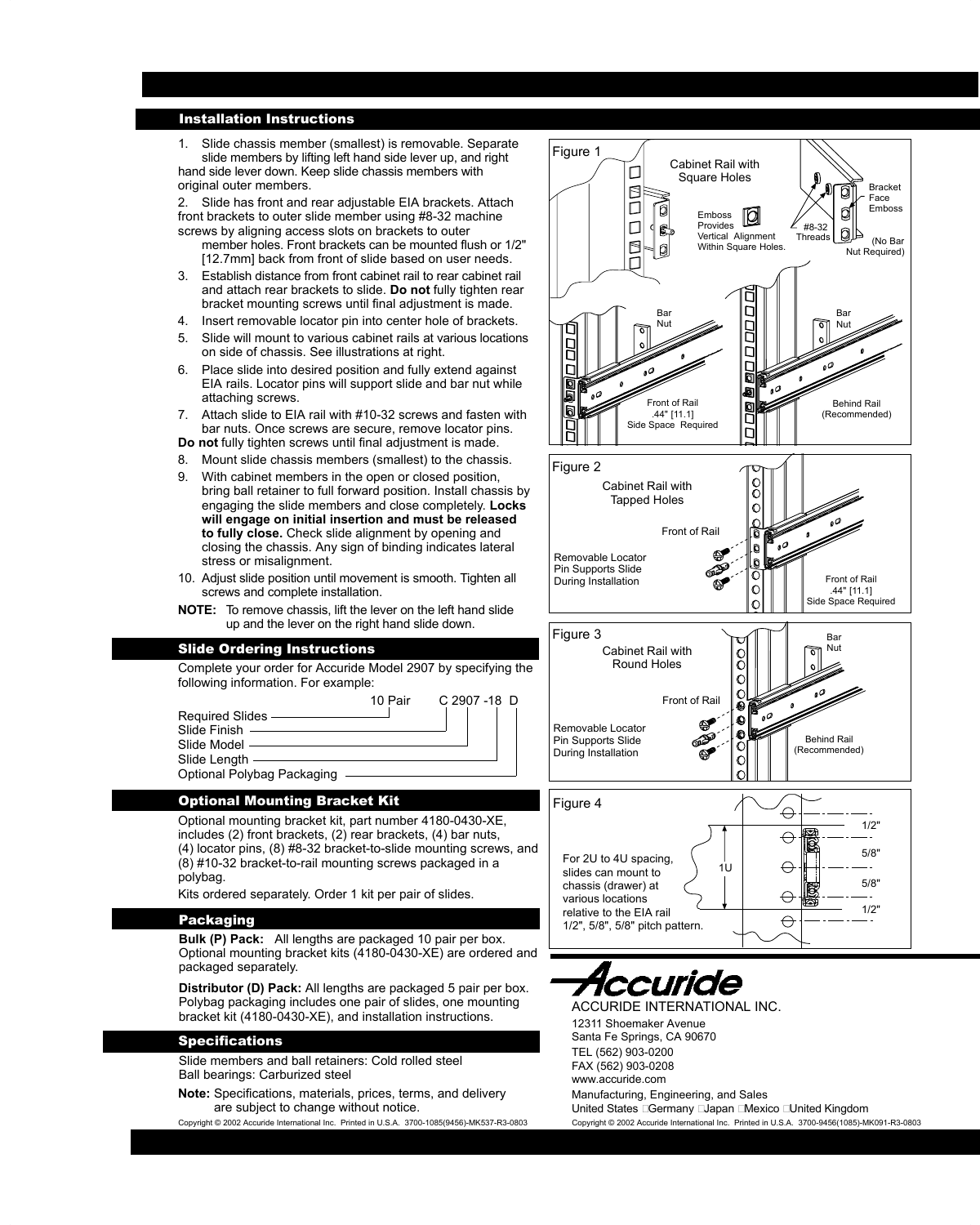## Installation Instructions

1. Slide chassis member (smallest) is removable. Separate slide members by lifting left hand side lever up, and right hand side lever down. Keep slide chassis members with original outer members.
2. Slide has front and rear adjustable EIA brackets. Attach front brackets to outer slide member using #8-32 machine screws by aligning access slots on brackets to outer member holes. Front brackets can be mounted flush or 1/2" [12.7mm] back from front of slide based on user needs.
3. Establish distance from front cabinet rail to rear cabinet rail and attach rear brackets to slide. **Do not** fully tighten rear bracket mounting screws until final adjustment is made.
4. Insert removable locator pin into center hole of brackets.
5. Slide will mount to various cabinet rails at various locations on side of chassis. See illustrations at right.
6. Place slide into desired position and fully extend against EIA rails. Locator pins will support slide and bar nut while attaching screws.
7. Attach slide to EIA rail with #10-32 screws and fasten with bar nuts. Once screws are secure, remove locator pins.

**Do not** fully tighten screws until final adjustment is made.

8. Mount slide chassis members (smallest) to the chassis.
9. With cabinet members in the open or closed position, bring ball retainer to full forward position. Install chassis by engaging the slide members and close completely. **Locks will engage on initial insertion and must be released to fully close.** Check slide alignment by opening and closing the chassis. Any sign of binding indicates lateral stress or misalignment.
10. Adjust slide position until movement is smooth. Tighten all screws and complete installation.

**NOTE:** To remove chassis, lift the lever on the left hand slide up and the lever on the right hand slide down.

## Slide Ordering Instructions

Complete your order for Accuride Model 2907 by specifying the following information. For example:

10 Pair C 2907 -18 D

- Required Slides
- Slide Finish
- Slide Model
- Slide Length
- Optional Polybag Packaging

## Optional Mounting Bracket Kit

Optional mounting bracket kit, part number 4180-0430-XE, includes (2) front brackets, (2) rear brackets, (4) bar nuts, (4) locator pins, (8) #8-32 bracket-to-slide mounting screws, and (8) #10-32 bracket-to-rail mounting screws packaged in a polybag.

Kits ordered separately. Order 1 kit per pair of slides.

## Packaging

**Bulk (P) Pack:** All lengths are packaged 10 pair per box. Optional mounting bracket kits (4180-0430-XE) are ordered and packaged separately.

**Distributor (D) Pack:** All lengths are packaged 5 pair per box. Polybag packaging includes one pair of slides, one mounting bracket kit (4180-0430-XE), and installation instructions.

## Specifications

Slide members and ball retainers: Cold rolled steel
Ball bearings: Carburized steel

**Note:** Specifications, materials, prices, terms, and delivery are subject to change without notice.

Copyright © 2002 Accuride International Inc. Printed in U.S.A. 3700-1085(9456)-MK537-R3-0803

Figure 1

Cabinet Rail with Square Holes

Emboss Provides Vertical Alignment Within Square Holes.

#8-32 Threads

Bracket Face Emboss

(No Bar Nut Required)

Bar Nut

Front of Rail .44" [11.1] Side Space Required

Bar Nut

Behind Rail (Recommended)

Figure 2

Cabinet Rail with Tapped Holes

Front of Rail

Removable Locator Pin Supports Slide During Installation

Front of Rail .44" [11.1] Side Space Required

Figure 3

Cabinet Rail with Round Holes

Bar Nut

Front of Rail

Removable Locator Pin Supports Slide During Installation

Behind Rail (Recommended)

Figure 4

For 2U to 4U spacing, slides can mount to chassis (drawer) at various locations relative to the EIA rail 1/2", 5/8", 5/8" pitch pattern.

1U

1/2"
5/8"
5/8"
1/2"

Accuride

ACCURIDE INTERNATIONAL INC.

12311 Shoemaker Avenue
Santa Fe Springs, CA 90670
TEL (562) 903-0200
FAX (562) 903-0208
www.accuride.com

Manufacturing, Engineering, and Sales
United States Germany Japan Mexico United Kingdom

Copyright © 2002 Accuride International Inc. Printed in U.S.A. 3700-9456(1085)-MK091-R3-0803